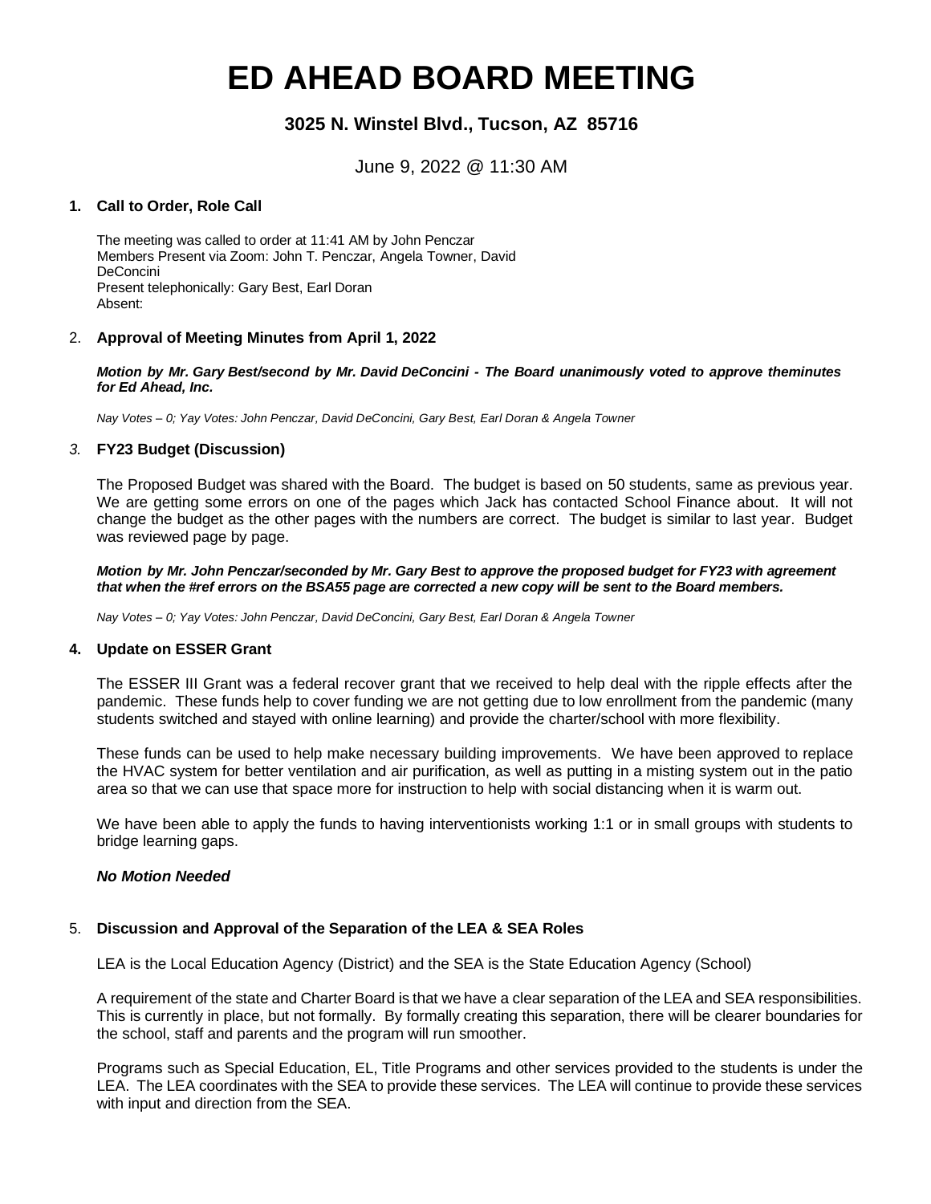# ED AHEAD BOARD MEETING

## 3025 N. Winstel Blvd., Tucson, AZ 85716

June 9, 2022 @ 11:30 AM

### 1. Call to Order, Role Call

The meeting was called to order at 11:41 AM by John Penczar
Members Present via Zoom: John T. Penczar, Angela Towner, David DeConcini
Present telephonically: Gary Best, Earl Doran
Absent:

### 2. Approval of Meeting Minutes from April 1, 2022

***Motion by Mr. Gary Best/second by Mr. David DeConcini - The Board unanimously voted to approve theminutes for Ed Ahead, Inc.***

*Nay Votes – 0; Yay Votes: John Penczar, David DeConcini, Gary Best, Earl Doran & Angela Towner*

### 3. FY23 Budget (Discussion)

The Proposed Budget was shared with the Board. The budget is based on 50 students, same as previous year. We are getting some errors on one of the pages which Jack has contacted School Finance about. It will not change the budget as the other pages with the numbers are correct. The budget is similar to last year. Budget was reviewed page by page.

***Motion by Mr. John Penczar/seconded by Mr. Gary Best to approve the proposed budget for FY23 with agreement that when the #ref errors on the BSA55 page are corrected a new copy will be sent to the Board members.***

*Nay Votes – 0; Yay Votes: John Penczar, David DeConcini, Gary Best, Earl Doran & Angela Towner*

### 4. Update on ESSER Grant

The ESSER III Grant was a federal recover grant that we received to help deal with the ripple effects after the pandemic. These funds help to cover funding we are not getting due to low enrollment from the pandemic (many students switched and stayed with online learning) and provide the charter/school with more flexibility.

These funds can be used to help make necessary building improvements. We have been approved to replace the HVAC system for better ventilation and air purification, as well as putting in a misting system out in the patio area so that we can use that space more for instruction to help with social distancing when it is warm out.

We have been able to apply the funds to having interventionists working 1:1 or in small groups with students to bridge learning gaps.

***No Motion Needed***

### 5. Discussion and Approval of the Separation of the LEA & SEA Roles

LEA is the Local Education Agency (District) and the SEA is the State Education Agency (School)

A requirement of the state and Charter Board is that we have a clear separation of the LEA and SEA responsibilities. This is currently in place, but not formally. By formally creating this separation, there will be clearer boundaries for the school, staff and parents and the program will run smoother.

Programs such as Special Education, EL, Title Programs and other services provided to the students is under the LEA. The LEA coordinates with the SEA to provide these services. The LEA will continue to provide these services with input and direction from the SEA.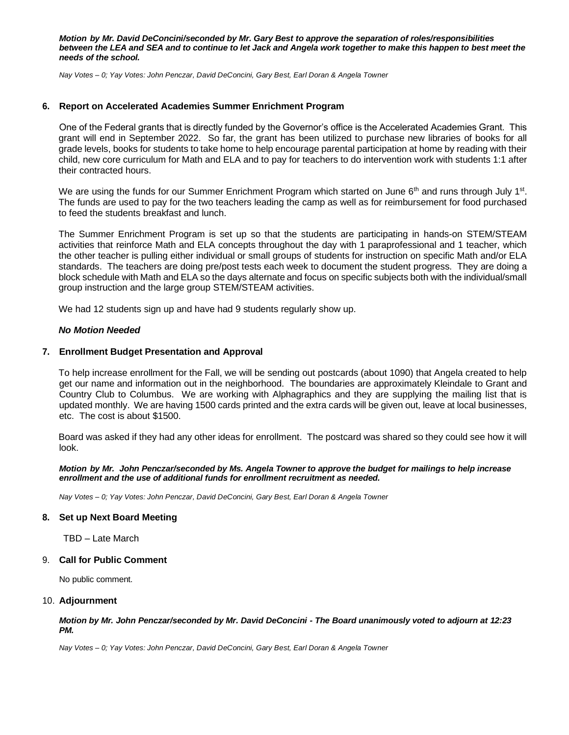***Motion by Mr. David DeConcini/seconded by Mr. Gary Best to approve the separation of roles/responsibilities between the LEA and SEA and to continue to let Jack and Angela work together to make this happen to best meet the needs of the school.***

*Nay Votes – 0; Yay Votes: John Penczar, David DeConcini, Gary Best, Earl Doran & Angela Towner*

**6. Report on Accelerated Academies Summer Enrichment Program**

One of the Federal grants that is directly funded by the Governor's office is the Accelerated Academies Grant. This grant will end in September 2022. So far, the grant has been utilized to purchase new libraries of books for all grade levels, books for students to take home to help encourage parental participation at home by reading with their child, new core curriculum for Math and ELA and to pay for teachers to do intervention work with students 1:1 after their contracted hours.

We are using the funds for our Summer Enrichment Program which started on June 6th and runs through July 1st. The funds are used to pay for the two teachers leading the camp as well as for reimbursement for food purchased to feed the students breakfast and lunch.

The Summer Enrichment Program is set up so that the students are participating in hands-on STEM/STEAM activities that reinforce Math and ELA concepts throughout the day with 1 paraprofessional and 1 teacher, which the other teacher is pulling either individual or small groups of students for instruction on specific Math and/or ELA standards. The teachers are doing pre/post tests each week to document the student progress. They are doing a block schedule with Math and ELA so the days alternate and focus on specific subjects both with the individual/small group instruction and the large group STEM/STEAM activities.

We had 12 students sign up and have had 9 students regularly show up.

***No Motion Needed***

**7. Enrollment Budget Presentation and Approval**

To help increase enrollment for the Fall, we will be sending out postcards (about 1090) that Angela created to help get our name and information out in the neighborhood. The boundaries are approximately Kleindale to Grant and Country Club to Columbus. We are working with Alphagraphics and they are supplying the mailing list that is updated monthly. We are having 1500 cards printed and the extra cards will be given out, leave at local businesses, etc. The cost is about $1500.

Board was asked if they had any other ideas for enrollment. The postcard was shared so they could see how it will look.

***Motion by Mr. John Penczar/seconded by Ms. Angela Towner to approve the budget for mailings to help increase enrollment and the use of additional funds for enrollment recruitment as needed.***

*Nay Votes – 0; Yay Votes: John Penczar, David DeConcini, Gary Best, Earl Doran & Angela Towner*

**8. Set up Next Board Meeting**

TBD – Late March

**9. Call for Public Comment**

No public comment.

**10. Adjournment**

***Motion by Mr. John Penczar/seconded by Mr. David DeConcini - The Board unanimously voted to adjourn at 12:23 PM.***

*Nay Votes – 0; Yay Votes: John Penczar, David DeConcini, Gary Best, Earl Doran & Angela Towner*